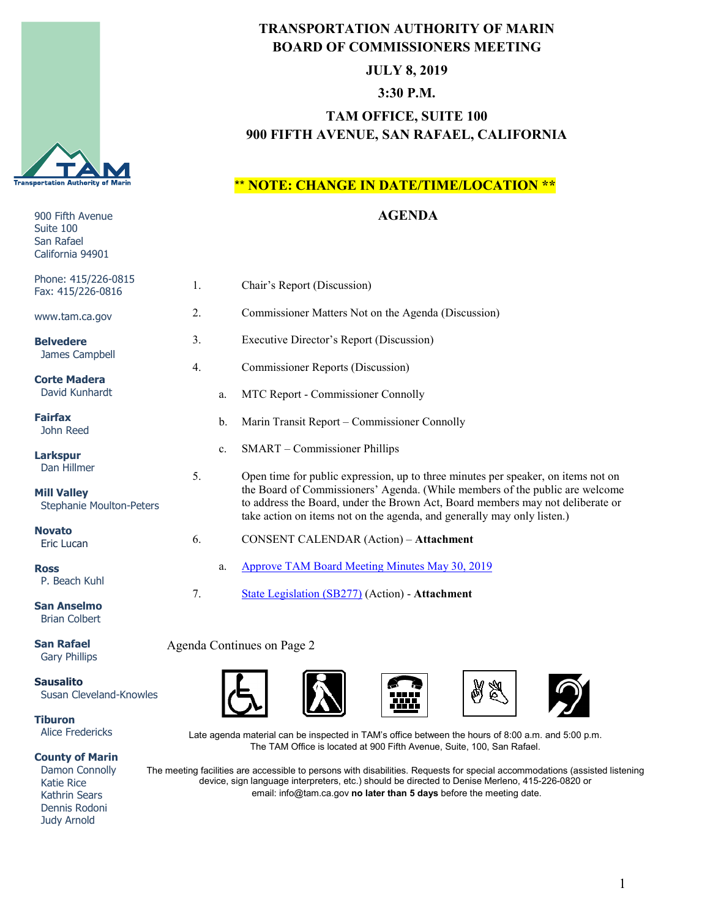# TRANSPORTATION AUTHORITY OF MARIN
## BOARD OF COMMISSIONERS MEETING

**JULY 8, 2019**

**3:30 P.M.**

**TAM OFFICE, SUITE 100**
**900 FIFTH AVENUE, SAN RAFAEL, CALIFORNIA**

**\*\* NOTE: CHANGE IN DATE/TIME/LOCATION \*\***

Transportation Authority of Marin

900 Fifth Avenue
Suite 100
San Rafael
California 94901

Phone: 415/226-0815
Fax: 415/226-0816

www.tam.ca.gov

**Belvedere**
James Campbell

**Corte Madera**
David Kunhardt

**Fairfax**
John Reed

**Larkspur**
Dan Hillmer

**Mill Valley**
Stephanie Moulton-Peters

**Novato**
Eric Lucan

**Ross**
P. Beach Kuhl

**San Anselmo**
Brian Colbert

**San Rafael**
Gary Phillips

**Sausalito**
Susan Cleveland-Knowles

**Tiburon**
Alice Fredericks

**County of Marin**
Damon Connolly
Katie Rice
Kathrin Sears
Dennis Rodoni
Judy Arnold

## AGENDA

1. Chair's Report (Discussion)
2. Commissioner Matters Not on the Agenda (Discussion)
3. Executive Director's Report (Discussion)
4. Commissioner Reports (Discussion)
   a. MTC Report - Commissioner Connolly
   b. Marin Transit Report – Commissioner Connolly
   c. SMART – Commissioner Phillips
5. Open time for public expression, up to three minutes per speaker, on items not on the Board of Commissioners' Agenda. (While members of the public are welcome to address the Board, under the Brown Act, Board members may not deliberate or take action on items not on the agenda, and generally may only listen.)
6. CONSENT CALENDAR (Action) – **Attachment**
   a. Approve TAM Board Meeting Minutes May 30, 2019
7. State Legislation (SB277) (Action) - **Attachment**

Agenda Continues on Page 2

Late agenda material can be inspected in TAM's office between the hours of 8:00 a.m. and 5:00 p.m. The TAM Office is located at 900 Fifth Avenue, Suite, 100, San Rafael.

The meeting facilities are accessible to persons with disabilities. Requests for special accommodations (assisted listening device, sign language interpreters, etc.) should be directed to Denise Merleno, 415-226-0820 or email: info@tam.ca.gov **no later than 5 days** before the meeting date.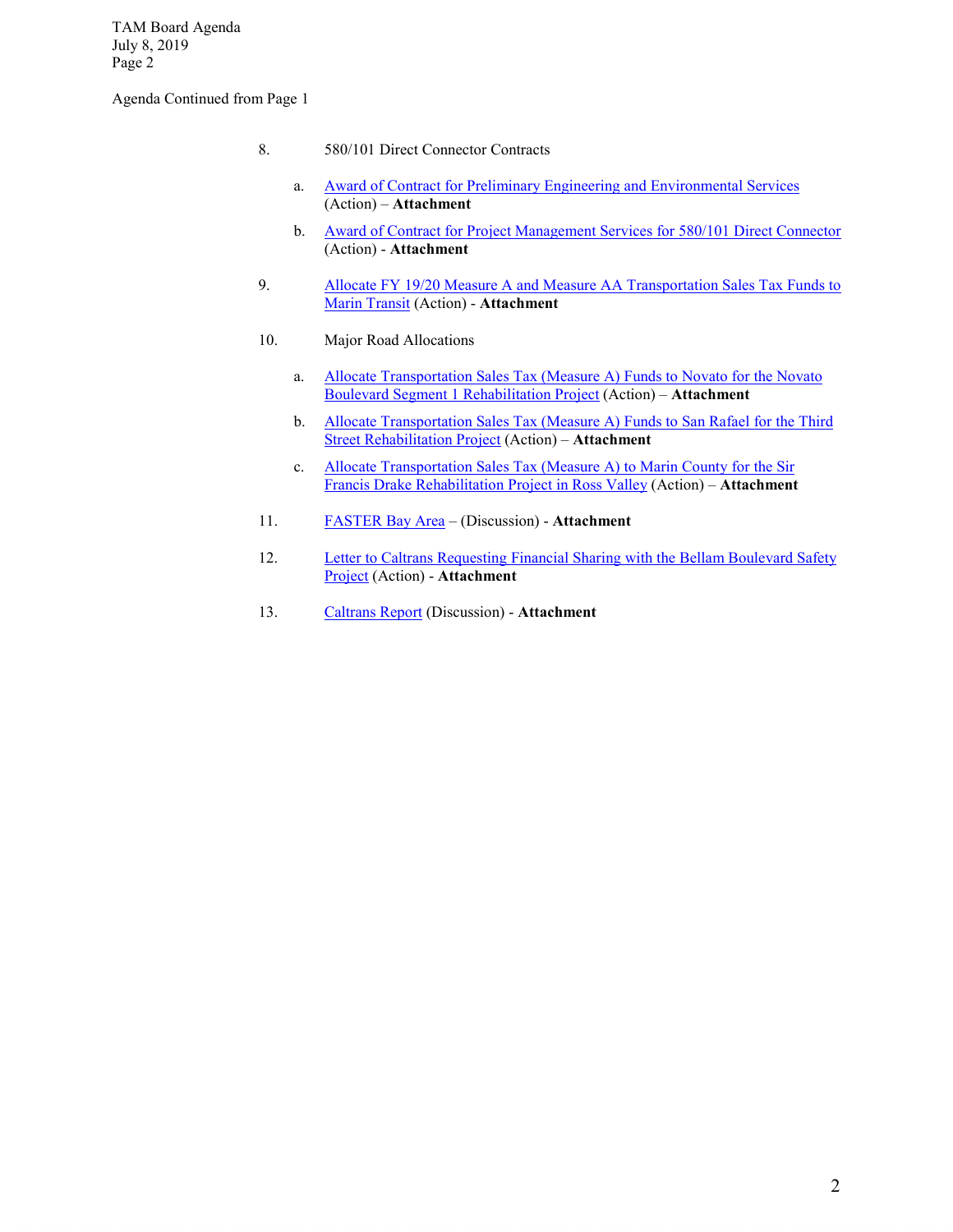Agenda Continued from Page 1

8. 580/101 Direct Connector Contracts

   a. Award of Contract for Preliminary Engineering and Environmental Services (Action) – **Attachment**

   b. Award of Contract for Project Management Services for 580/101 Direct Connector (Action) - **Attachment**

9. Allocate FY 19/20 Measure A and Measure AA Transportation Sales Tax Funds to Marin Transit (Action) - **Attachment**

10. Major Road Allocations

    a. Allocate Transportation Sales Tax (Measure A) Funds to Novato for the Novato Boulevard Segment 1 Rehabilitation Project (Action) – **Attachment**

    b. Allocate Transportation Sales Tax (Measure A) Funds to San Rafael for the Third Street Rehabilitation Project (Action) – **Attachment**

    c. Allocate Transportation Sales Tax (Measure A) to Marin County for the Sir Francis Drake Rehabilitation Project in Ross Valley (Action) – **Attachment**

11. FASTER Bay Area – (Discussion) - **Attachment**

12. Letter to Caltrans Requesting Financial Sharing with the Bellam Boulevard Safety Project (Action) - **Attachment**

13. Caltrans Report (Discussion) - **Attachment**